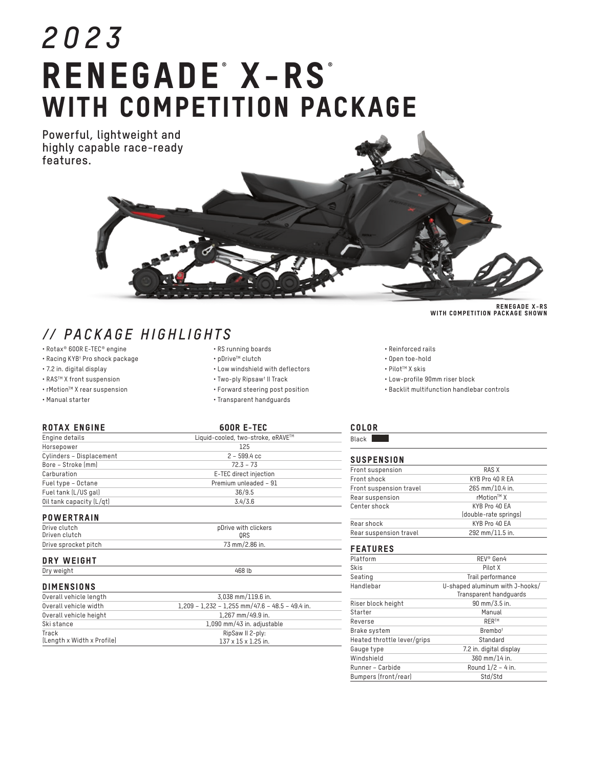# 2023

# RENEGADE® X-RS®
## WITH COMPETITION PACKAGE

**Powerful, lightweight and highly capable race-ready features.**

RENEGADE X-RS WITH COMPETITION PACKAGE SHOWN

## // PACKAGE HIGHLIGHTS

- Rotax® 600R E-TEC® engine
- Racing KYB† Pro shock package
- 7.2 in. digital display
- RAS™ X front suspension
- rMotion™ X rear suspension
- Manual starter
- RS running boards
- pDrive™ clutch
- Low windshield with deflectors
- Two-ply Ripsaw† II Track
- Forward steering post position
- Transparent handguards
- Reinforced rails
- Open toe-hold
- Pilot™ X skis
- Low-profile 90mm riser block
- Backlit multifunction handlebar controls

### ROTAX ENGINE

| | 600R E-TEC |
|---|---|
| Engine details | Liquid-cooled, two-stroke, eRAVE™ |
| Horsepower | 125 |
| Cylinders – Displacement | 2 – 599.4 cc |
| Bore – Stroke (mm) | 72.3 – 73 |
| Carburation | E-TEC direct injection |
| Fuel type – Octane | Premium unleaded – 91 |
| Fuel tank (L/US gal) | 36/9.5 |
| Oil tank capacity (L/qt) | 3.4/3.6 |

### POWERTRAIN

| | |
|---|---|
| Drive clutch | pDrive with clickers |
| Driven clutch | QRS |
| Drive sprocket pitch | 73 mm/2.86 in. |

### DRY WEIGHT

| | |
|---|---|
| Dry weight | 468 lb |

### DIMENSIONS

| | |
|---|---|
| Overall vehicle length | 3,038 mm/119.6 in. |
| Overall vehicle width | 1,209 – 1,232 – 1,255 mm/47.6 – 48.5 – 49.4 in. |
| Overall vehicle height | 1,267 mm/49.9 in. |
| Ski stance | 1,090 mm/43 in. adjustable |
| Track (Length x Width x Profile) | RipSaw II 2-ply: 137 x 15 x 1.25 in. |

### COLOR

Black

### SUSPENSION

| | |
|---|---|
| Front suspension | RAS X |
| Front shock | KYB Pro 40 R EA |
| Front suspension travel | 265 mm/10.4 in. |
| Rear suspension | rMotion™ X |
| Center shock | KYB Pro 40 EA (double-rate springs) |
| Rear shock | KYB Pro 40 EA |
| Rear suspension travel | 292 mm/11.5 in. |

### FEATURES

| | |
|---|---|
| Platform | REV® Gen4 |
| Skis | Pilot X |
| Seating | Trail performance |
| Handlebar | U-shaped aluminum with J-hooks/ Transparent handguards |
| Riser block height | 90 mm/3.5 in. |
| Starter | Manual |
| Reverse | RER™ |
| Brake system | Brembo† |
| Heated throttle lever/grips | Standard |
| Gauge type | 7.2 in. digital display |
| Windshield | 360 mm/14 in. |
| Runner – Carbide | Round 1/2 – 4 in. |
| Bumpers (front/rear) | Std/Std |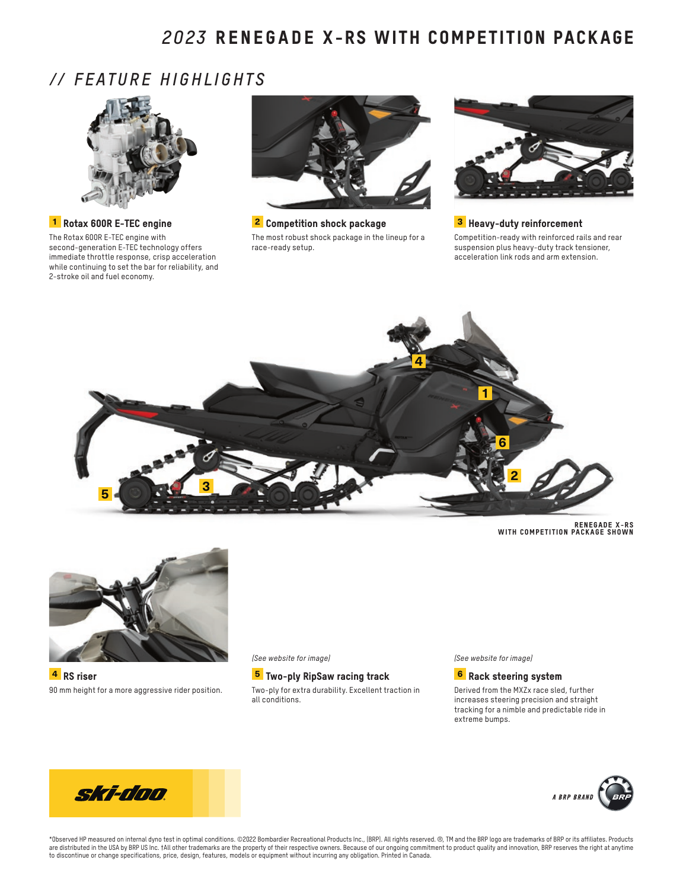# 2023 RENEGADE X-RS WITH COMPETITION PACKAGE

## // FEATURE HIGHLIGHTS

### 1 Rotax 600R E-TEC engine

The Rotax 600R E-TEC engine with second-generation E-TEC technology offers immediate throttle response, crisp acceleration while continuing to set the bar for reliability, and 2-stroke oil and fuel economy.

### 2 Competition shock package

The most robust shock package in the lineup for a race-ready setup.

### 3 Heavy-duty reinforcement

Competition-ready with reinforced rails and rear suspension plus heavy-duty track tensioner, acceleration link rods and arm extension.

RENEGADE X-RS WITH COMPETITION PACKAGE SHOWN

### 4 RS riser

90 mm height for a more aggressive rider position.

[See website for image]

### 5 Two-ply RipSaw racing track

Two-ply for extra durability. Excellent traction in all conditions.

[See website for image]

### 6 Rack steering system

Derived from the MXZx race sled, further increases steering precision and straight tracking for a nimble and predictable ride in extreme bumps.

ski-doo

A BRP BRAND

*Observed HP measured on internal dyno test in optimal conditions. ©2022 Bombardier Recreational Products Inc., (BRP). All rights reserved. ®, TM and the BRP logo are trademarks of BRP or its affiliates. Products are distributed in the USA by BRP US Inc. †All other trademarks are the property of their respective owners. Because of our ongoing commitment to product quality and innovation, BRP reserves the right at anytime to discontinue or change specifications, price, design, features, models or equipment without incurring any obligation. Printed in Canada.